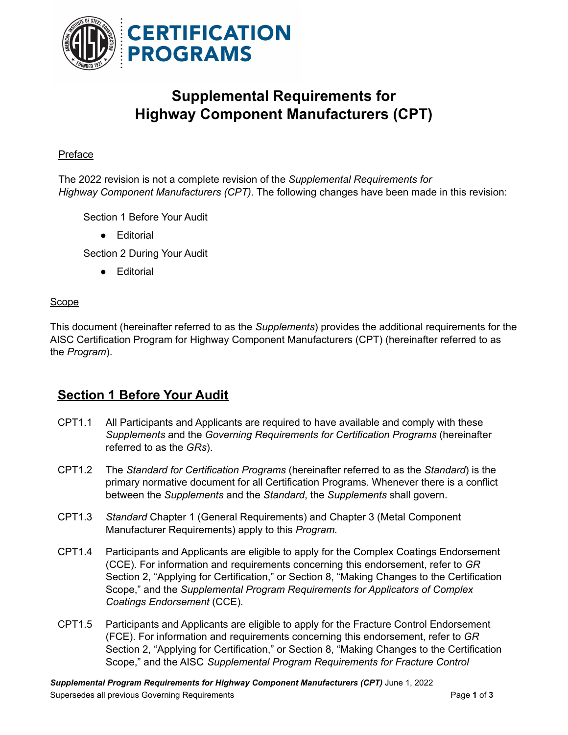# Supplemental Requirements for Highway Component Manufacturers (CPT)

Preface

The 2022 revision is not a complete revision of the *Supplemental Requirements for Highway Component Manufacturers (CPT)*. The following changes have been made in this revision:

Section 1 Before Your Audit

- Editorial

Section 2 During Your Audit

- Editorial

Scope

This document (hereinafter referred to as the *Supplements*) provides the additional requirements for the AISC Certification Program for Highway Component Manufacturers (CPT) (hereinafter referred to as the *Program*).

## Section 1 Before Your Audit

CPT1.1 All Participants and Applicants are required to have available and comply with these *Supplements* and the *Governing Requirements for Certification Programs* (hereinafter referred to as the *GRs*).

CPT1.2 The *Standard for Certification Programs* (hereinafter referred to as the *Standard*) is the primary normative document for all Certification Programs. Whenever there is a conflict between the *Supplements* and the *Standard*, the *Supplements* shall govern.

CPT1.3 *Standard* Chapter 1 (General Requirements) and Chapter 3 (Metal Component Manufacturer Requirements) apply to this *Program.*

CPT1.4 Participants and Applicants are eligible to apply for the Complex Coatings Endorsement (CCE). For information and requirements concerning this endorsement, refer to *GR* Section 2, "Applying for Certification," or Section 8, "Making Changes to the Certification Scope," and the *Supplemental Program Requirements for Applicators of Complex Coatings Endorsement* (CCE)*.*

CPT1.5 Participants and Applicants are eligible to apply for the Fracture Control Endorsement (FCE). For information and requirements concerning this endorsement, refer to *GR* Section 2, "Applying for Certification," or Section 8, "Making Changes to the Certification Scope," and the AISC *Supplemental Program Requirements for Fracture Control*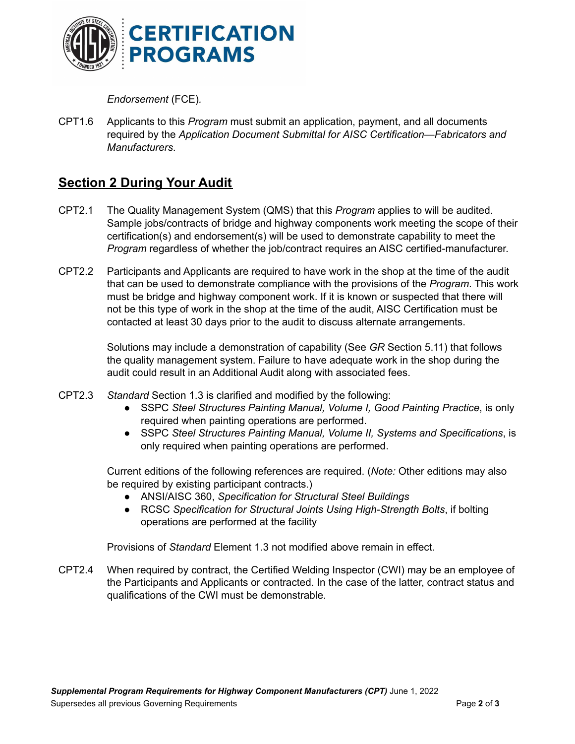*Endorsement* (FCE).

CPT1.6 Applicants to this *Program* must submit an application, payment, and all documents required by the *Application Document Submittal for AISC Certification—Fabricators and Manufacturers*.

## Section 2 During Your Audit

CPT2.1 The Quality Management System (QMS) that this *Program* applies to will be audited. Sample jobs/contracts of bridge and highway components work meeting the scope of their certification(s) and endorsement(s) will be used to demonstrate capability to meet the *Program* regardless of whether the job/contract requires an AISC certified-manufacturer.

CPT2.2 Participants and Applicants are required to have work in the shop at the time of the audit that can be used to demonstrate compliance with the provisions of the *Program*. This work must be bridge and highway component work. If it is known or suspected that there will not be this type of work in the shop at the time of the audit, AISC Certification must be contacted at least 30 days prior to the audit to discuss alternate arrangements.

Solutions may include a demonstration of capability (See *GR* Section 5.11) that follows the quality management system. Failure to have adequate work in the shop during the audit could result in an Additional Audit along with associated fees.

CPT2.3 *Standard* Section 1.3 is clarified and modified by the following:

- SSPC *Steel Structures Painting Manual, Volume I, Good Painting Practice*, is only required when painting operations are performed.
- SSPC *Steel Structures Painting Manual, Volume II, Systems and Specifications*, is only required when painting operations are performed.

Current editions of the following references are required. (*Note:* Other editions may also be required by existing participant contracts.)

- ANSI/AISC 360, *Specification for Structural Steel Buildings*
- RCSC *Specification for Structural Joints Using High-Strength Bolts*, if bolting operations are performed at the facility

Provisions of *Standard* Element 1.3 not modified above remain in effect.

CPT2.4 When required by contract, the Certified Welding Inspector (CWI) may be an employee of the Participants and Applicants or contracted. In the case of the latter, contract status and qualifications of the CWI must be demonstrable.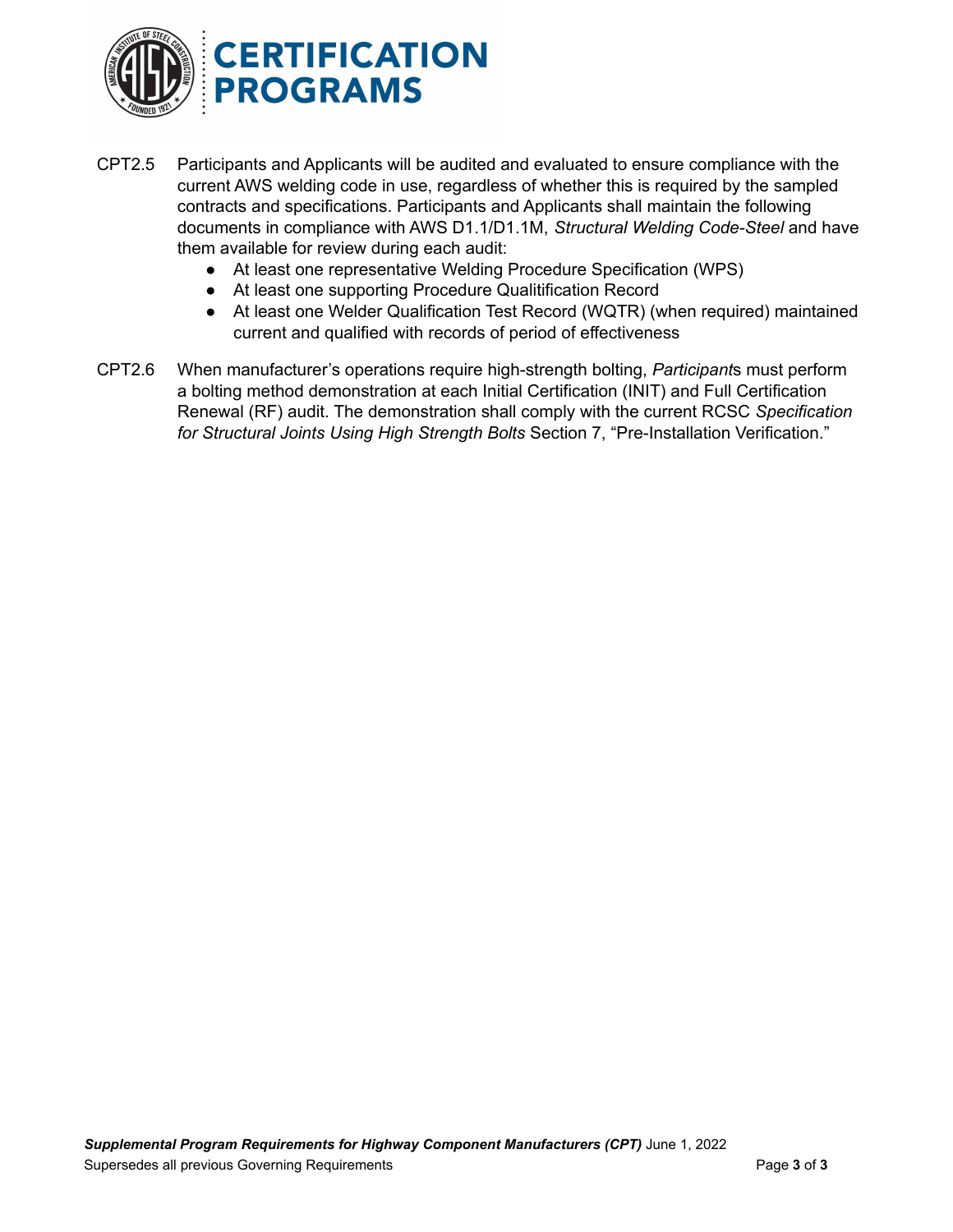CPT2.5 Participants and Applicants will be audited and evaluated to ensure compliance with the current AWS welding code in use, regardless of whether this is required by the sampled contracts and specifications. Participants and Applicants shall maintain the following documents in compliance with AWS D1.1/D1.1M, *Structural Welding Code-Steel* and have them available for review during each audit:

- At least one representative Welding Procedure Specification (WPS)
- At least one supporting Procedure Qualitification Record
- At least one Welder Qualification Test Record (WQTR) (when required) maintained current and qualified with records of period of effectiveness

CPT2.6 When manufacturer's operations require high-strength bolting, *Participant*s must perform a bolting method demonstration at each Initial Certification (INIT) and Full Certification Renewal (RF) audit. The demonstration shall comply with the current RCSC *Specification for Structural Joints Using High Strength Bolts* Section 7, "Pre-Installation Verification."